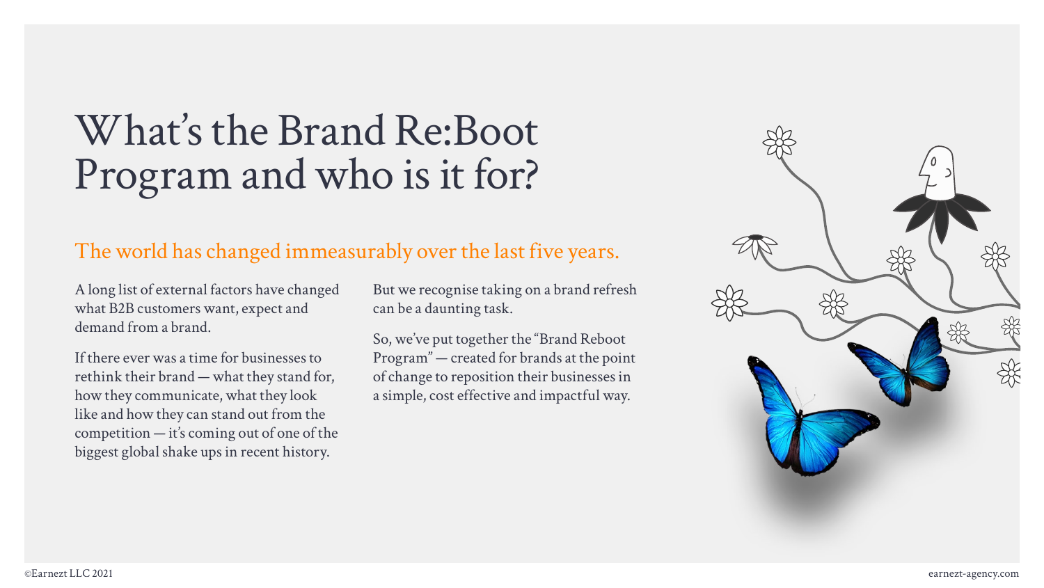# What's the Brand Re:Boot Program and who is it for?

## The world has changed immeasurably over the last five years.

A long list of external factors have changed what B2B customers want, expect and demand from a brand.

If there ever was a time for businesses to rethink their brand — what they stand for, how they communicate, what they look like and how they can stand out from the competition — it's coming out of one of the biggest global shake ups in recent history.

But we recognise taking on a brand refresh can be a daunting task.

So, we've put together the "Brand Reboot Program" — created for brands at the point of change to reposition their businesses in a simple, cost effective and impactful way.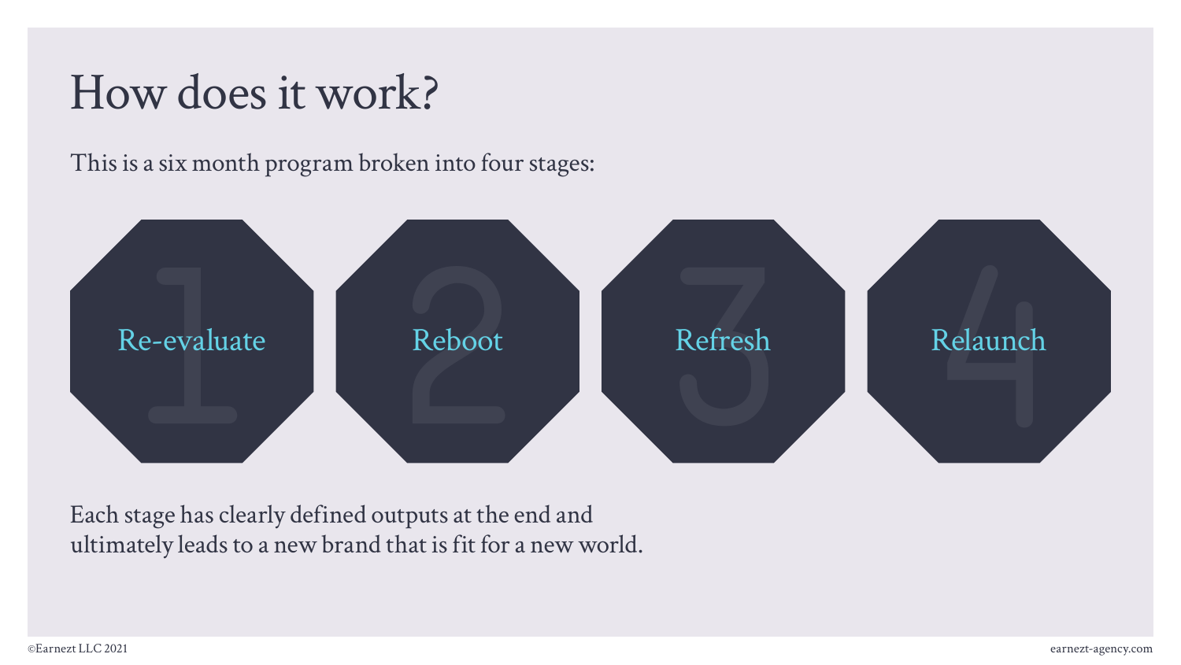# How does it work?

This is a six month program broken into four stages:

1. Re-evaluate
2. Reboot
3. Refresh
4. Relaunch

Each stage has clearly defined outputs at the end and ultimately leads to a new brand that is fit for a new world.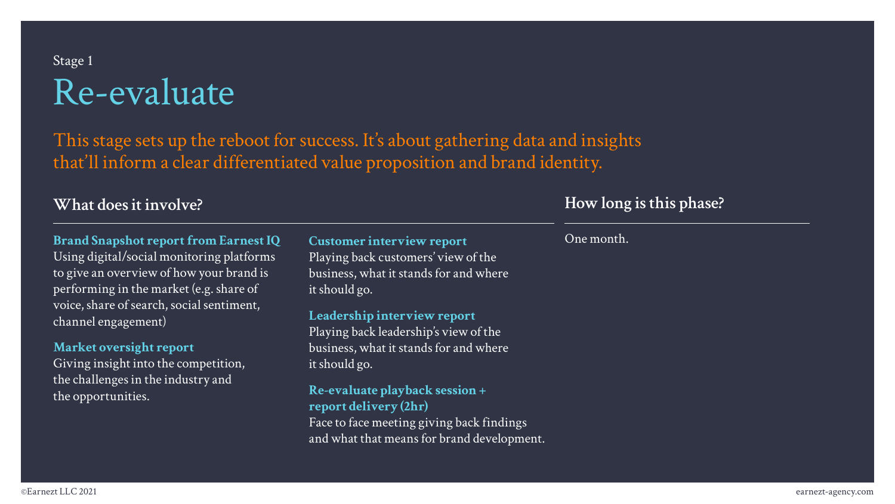Stage 1

# Re-evaluate

This stage sets up the reboot for success. It's about gathering data and insights that'll inform a clear differentiated value proposition and brand identity.

## What does it involve?

**Brand Snapshot report from Earnest IQ**
Using digital/social monitoring platforms to give an overview of how your brand is performing in the market (e.g. share of voice, share of search, social sentiment, channel engagement)

**Market oversight report**
Giving insight into the competition, the challenges in the industry and the opportunities.

**Customer interview report**
Playing back customers' view of the business, what it stands for and where it should go.

**Leadership interview report**
Playing back leadership's view of the business, what it stands for and where it should go.

**Re-evaluate playback session + report delivery (2hr)**
Face to face meeting giving back findings and what that means for brand development.

## How long is this phase?

One month.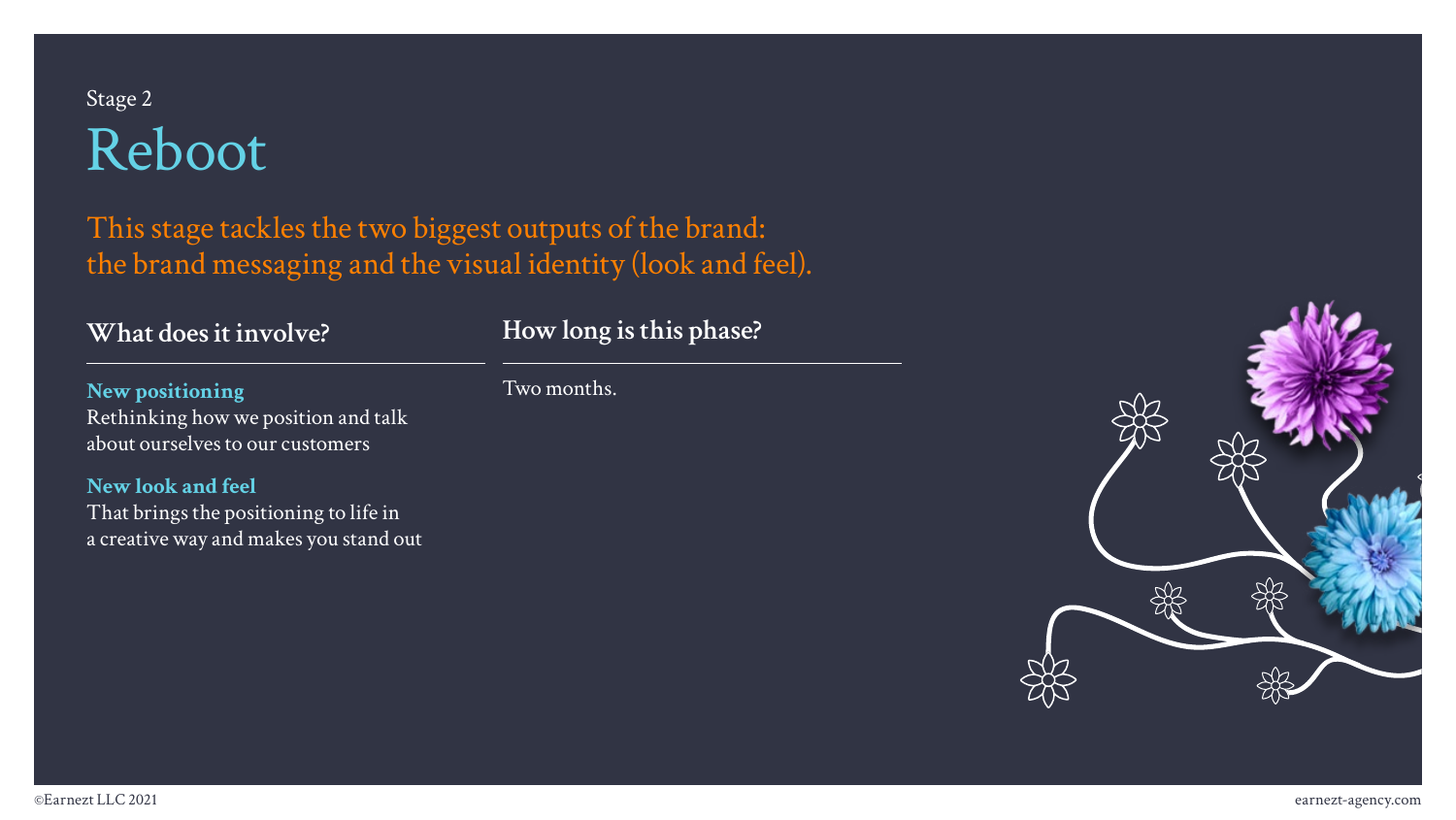Stage 2

# Reboot

This stage tackles the two biggest outputs of the brand: the brand messaging and the visual identity (look and feel).

## What does it involve?

**New positioning**
Rethinking how we position and talk about ourselves to our customers

**New look and feel**
That brings the positioning to life in a creative way and makes you stand out

## How long is this phase?

Two months.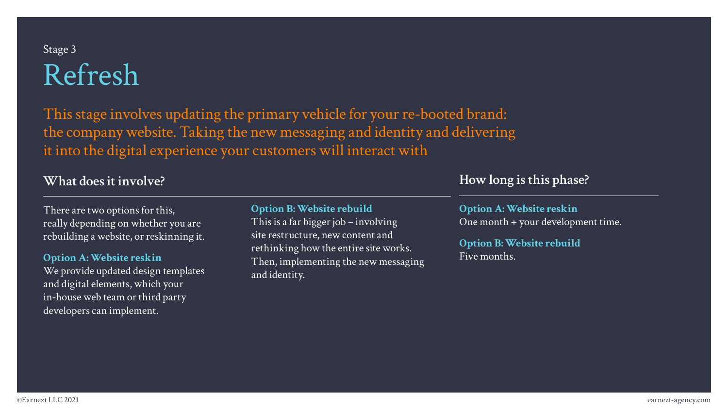Stage 3

# Refresh

This stage involves updating the primary vehicle for your re-booted brand: the company website. Taking the new messaging and identity and delivering it into the digital experience your customers will interact with

## What does it involve?

There are two options for this, really depending on whether you are rebuilding a website, or reskinning it.

**Option A: Website reskin**
We provide updated design templates and digital elements, which your in-house web team or third party developers can implement.

**Option B: Website rebuild**
This is a far bigger job – involving site restructure, new content and rethinking how the entire site works. Then, implementing the new messaging and identity.

## How long is this phase?

**Option A: Website reskin**
One month + your development time.

**Option B: Website rebuild**
Five months.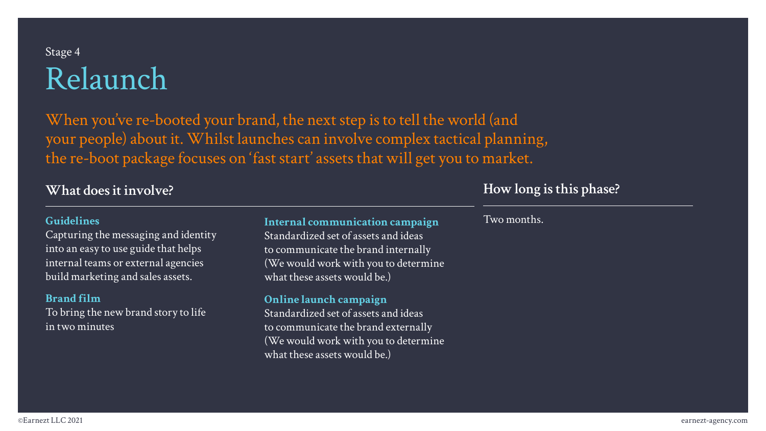Stage 4

# Relaunch

When you've re-booted your brand, the next step is to tell the world (and your people) about it. Whilst launches can involve complex tactical planning, the re-boot package focuses on 'fast start' assets that will get you to market.

## What does it involve?

**Guidelines**
Capturing the messaging and identity into an easy to use guide that helps internal teams or external agencies build marketing and sales assets.

**Brand film**
To bring the new brand story to life in two minutes

**Internal communication campaign**
Standardized set of assets and ideas to communicate the brand internally (We would work with you to determine what these assets would be.)

**Online launch campaign**
Standardized set of assets and ideas to communicate the brand externally (We would work with you to determine what these assets would be.)

## How long is this phase?

Two months.

©Earnezt LLC 2021

earnezt-agency.com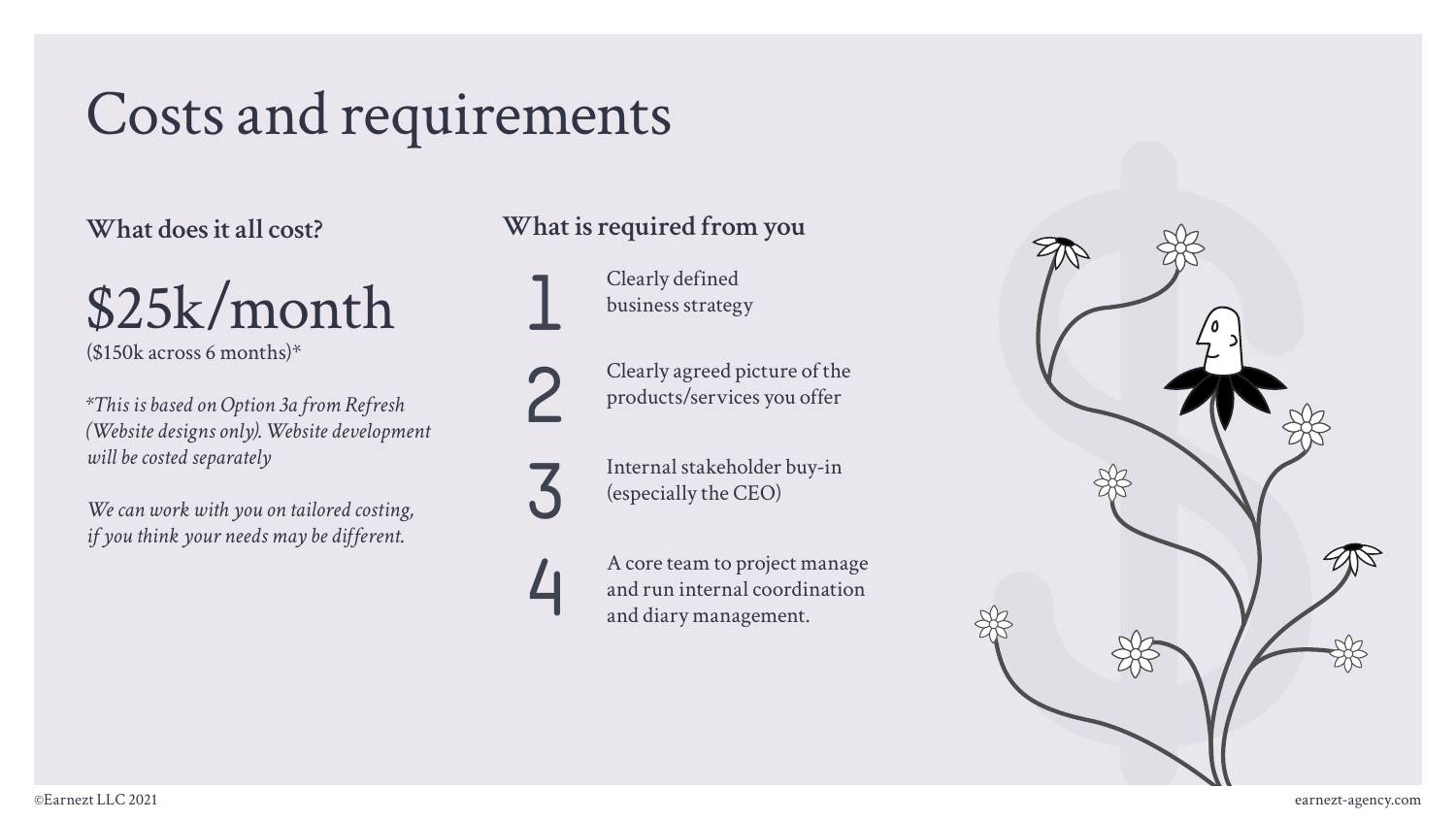# Costs and requirements

## What does it all cost?

# $25k/month

($150k across 6 months)*

*\*This is based on Option 3a from Refresh (Website designs only). Website development will be costed separately*

*We can work with you on tailored costing, if you think your needs may be different.*

## What is required from you

1. Clearly defined business strategy
2. Clearly agreed picture of the products/services you offer
3. Internal stakeholder buy-in (especially the CEO)
4. A core team to project manage and run internal coordination and diary management.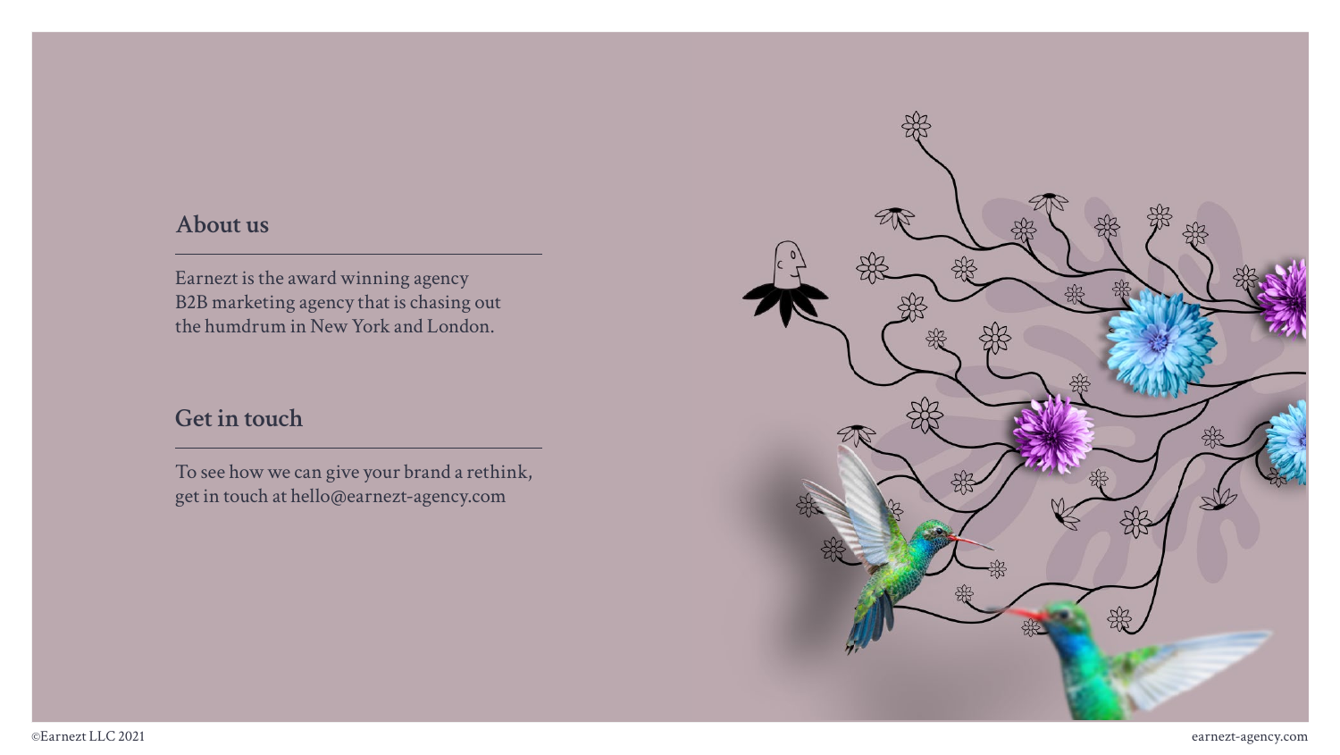## About us

Earnezt is the award winning agency
B2B marketing agency that is chasing out
the humdrum in New York and London.

## Get in touch

To see how we can give your brand a rethink,
get in touch at hello@earnezt-agency.com

©Earnezt LLC 2021

earnezt-agency.com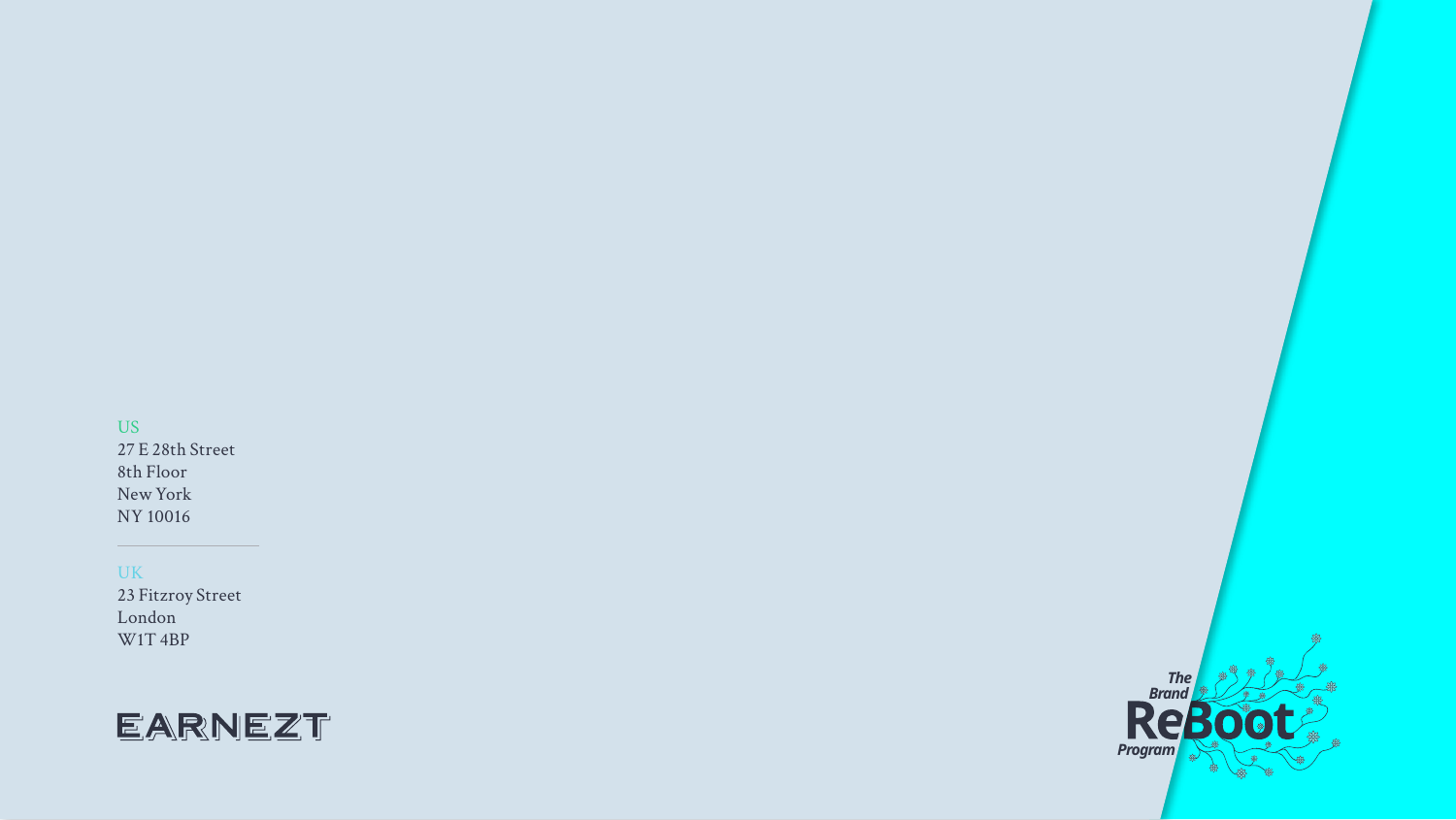US
27 E 28th Street
8th Floor
New York
NY 10016

---

UK
23 Fitzroy Street
London
W1T 4BP

EARNEZT

The Brand ReBoot Program